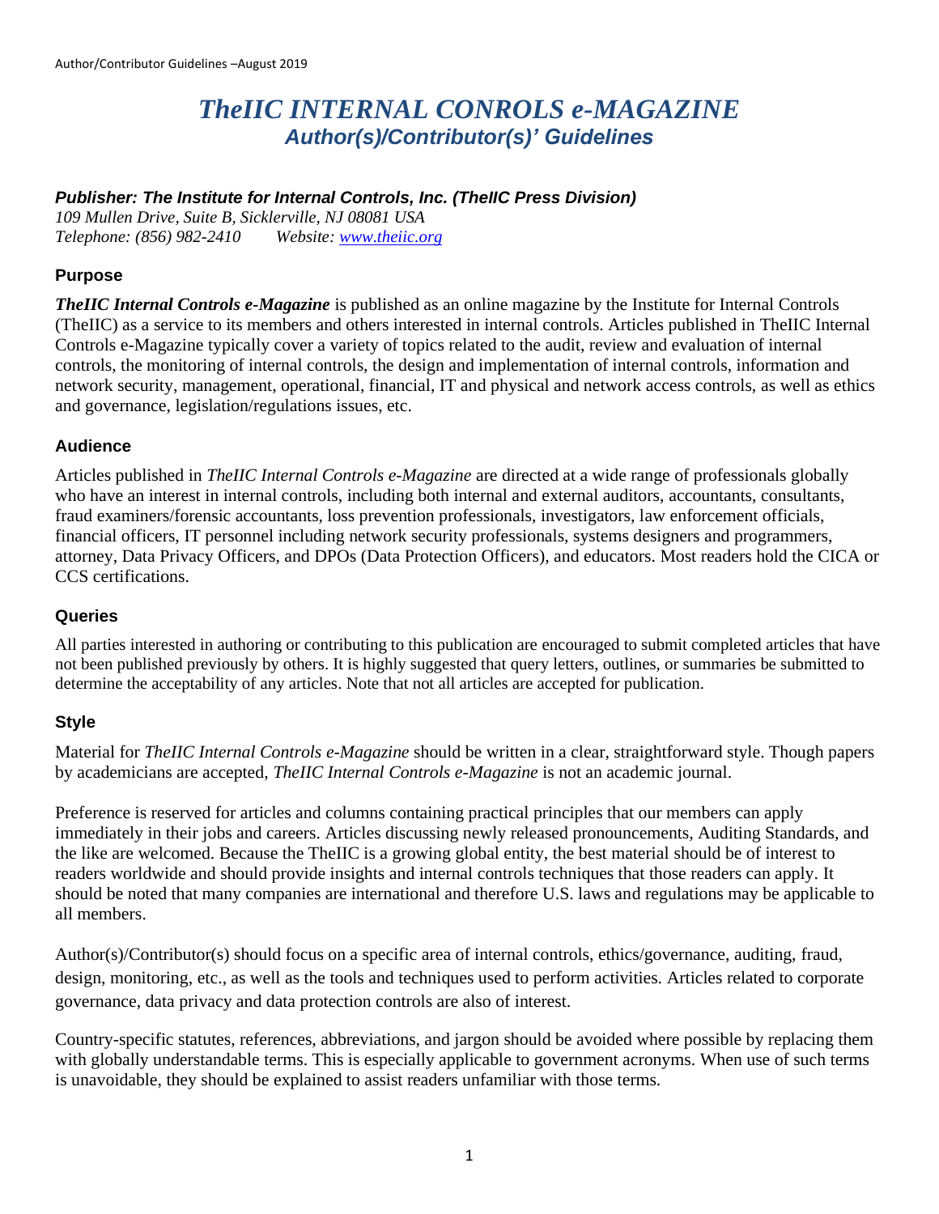# *TheIIC INTERNAL CONROLS e-MAGAZINE*

## *Author(s)/Contributor(s)' Guidelines*

***Publisher: The Institute for Internal Controls, Inc. (TheIIC Press Division)***

*109 Mullen Drive, Suite B, Sicklerville, NJ 08081 USA*
*Telephone: (856) 982-2410 Website: www.theiic.org*

### Purpose

***TheIIC Internal Controls e-Magazine*** is published as an online magazine by the Institute for Internal Controls (TheIIC) as a service to its members and others interested in internal controls. Articles published in TheIIC Internal Controls e-Magazine typically cover a variety of topics related to the audit, review and evaluation of internal controls, the monitoring of internal controls, the design and implementation of internal controls, information and network security, management, operational, financial, IT and physical and network access controls, as well as ethics and governance, legislation/regulations issues, etc.

### Audience

Articles published in *TheIIC Internal Controls e-Magazine* are directed at a wide range of professionals globally who have an interest in internal controls, including both internal and external auditors, accountants, consultants, fraud examiners/forensic accountants, loss prevention professionals, investigators, law enforcement officials, financial officers, IT personnel including network security professionals, systems designers and programmers, attorney, Data Privacy Officers, and DPOs (Data Protection Officers), and educators. Most readers hold the CICA or CCS certifications.

### Queries

All parties interested in authoring or contributing to this publication are encouraged to submit completed articles that have not been published previously by others. It is highly suggested that query letters, outlines, or summaries be submitted to determine the acceptability of any articles. Note that not all articles are accepted for publication.

### Style

Material for *TheIIC Internal Controls e-Magazine* should be written in a clear, straightforward style. Though papers by academicians are accepted, *TheIIC Internal Controls e-Magazine* is not an academic journal.

Preference is reserved for articles and columns containing practical principles that our members can apply immediately in their jobs and careers. Articles discussing newly released pronouncements, Auditing Standards, and the like are welcomed. Because the TheIIC is a growing global entity, the best material should be of interest to readers worldwide and should provide insights and internal controls techniques that those readers can apply. It should be noted that many companies are international and therefore U.S. laws and regulations may be applicable to all members.

Author(s)/Contributor(s) should focus on a specific area of internal controls, ethics/governance, auditing, fraud, design, monitoring, etc., as well as the tools and techniques used to perform activities. Articles related to corporate governance, data privacy and data protection controls are also of interest.

Country-specific statutes, references, abbreviations, and jargon should be avoided where possible by replacing them with globally understandable terms. This is especially applicable to government acronyms. When use of such terms is unavoidable, they should be explained to assist readers unfamiliar with those terms.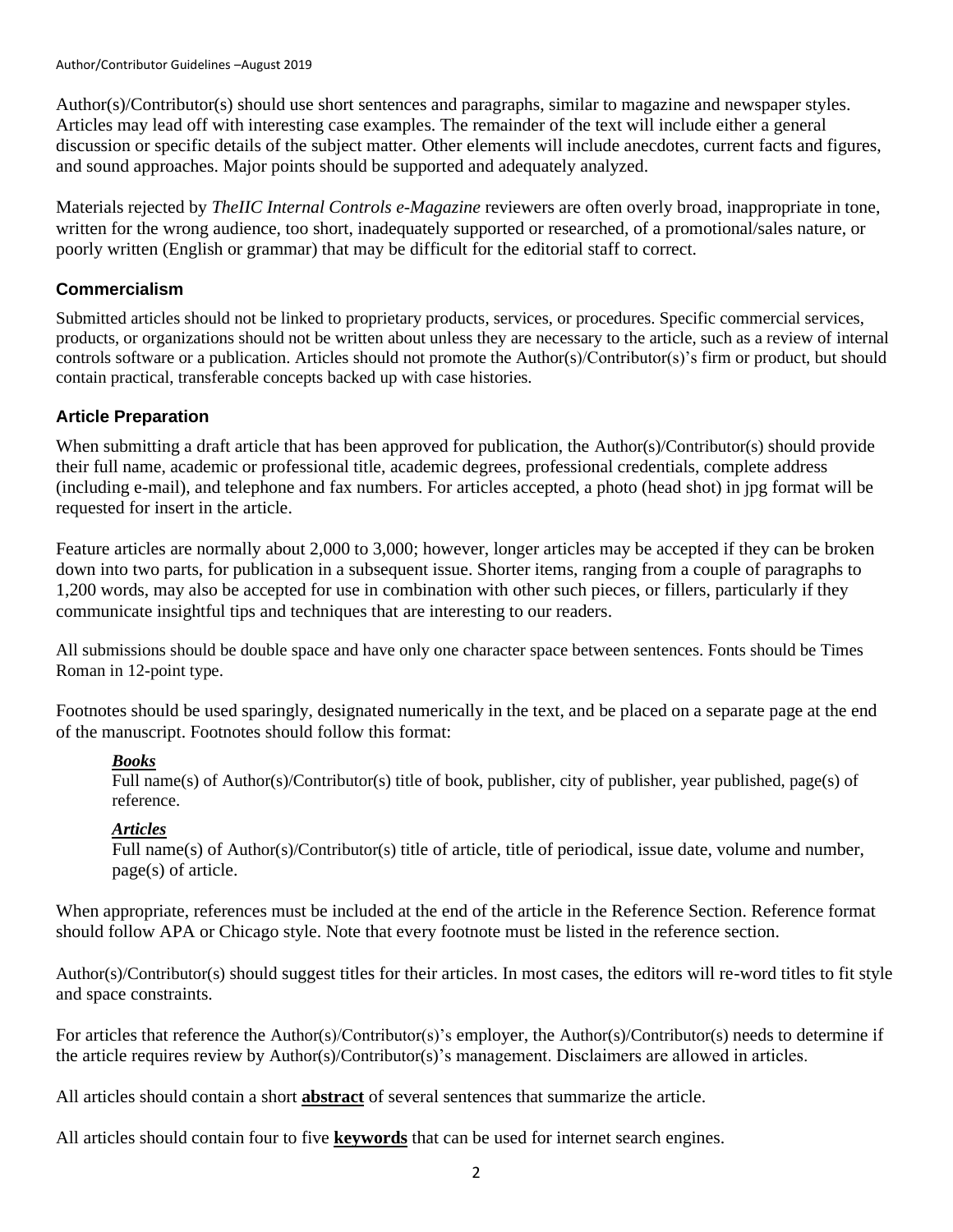Author(s)/Contributor(s) should use short sentences and paragraphs, similar to magazine and newspaper styles. Articles may lead off with interesting case examples. The remainder of the text will include either a general discussion or specific details of the subject matter. Other elements will include anecdotes, current facts and figures, and sound approaches. Major points should be supported and adequately analyzed.

Materials rejected by *TheIIC Internal Controls e-Magazine* reviewers are often overly broad, inappropriate in tone, written for the wrong audience, too short, inadequately supported or researched, of a promotional/sales nature, or poorly written (English or grammar) that may be difficult for the editorial staff to correct.

## Commercialism

Submitted articles should not be linked to proprietary products, services, or procedures. Specific commercial services, products, or organizations should not be written about unless they are necessary to the article, such as a review of internal controls software or a publication. Articles should not promote the Author(s)/Contributor(s)'s firm or product, but should contain practical, transferable concepts backed up with case histories.

## Article Preparation

When submitting a draft article that has been approved for publication, the Author(s)/Contributor(s) should provide their full name, academic or professional title, academic degrees, professional credentials, complete address (including e-mail), and telephone and fax numbers. For articles accepted, a photo (head shot) in jpg format will be requested for insert in the article.

Feature articles are normally about 2,000 to 3,000; however, longer articles may be accepted if they can be broken down into two parts, for publication in a subsequent issue. Shorter items, ranging from a couple of paragraphs to 1,200 words, may also be accepted for use in combination with other such pieces, or fillers, particularly if they communicate insightful tips and techniques that are interesting to our readers.

All submissions should be double space and have only one character space between sentences. Fonts should be Times Roman in 12-point type.

Footnotes should be used sparingly, designated numerically in the text, and be placed on a separate page at the end of the manuscript. Footnotes should follow this format:

***Books***
Full name(s) of Author(s)/Contributor(s) title of book, publisher, city of publisher, year published, page(s) of reference.

***Articles***
Full name(s) of Author(s)/Contributor(s) title of article, title of periodical, issue date, volume and number, page(s) of article.

When appropriate, references must be included at the end of the article in the Reference Section. Reference format should follow APA or Chicago style. Note that every footnote must be listed in the reference section.

Author(s)/Contributor(s) should suggest titles for their articles. In most cases, the editors will re-word titles to fit style and space constraints.

For articles that reference the Author(s)/Contributor(s)'s employer, the Author(s)/Contributor(s) needs to determine if the article requires review by Author(s)/Contributor(s)'s management. Disclaimers are allowed in articles.

All articles should contain a short **abstract** of several sentences that summarize the article.

All articles should contain four to five **keywords** that can be used for internet search engines.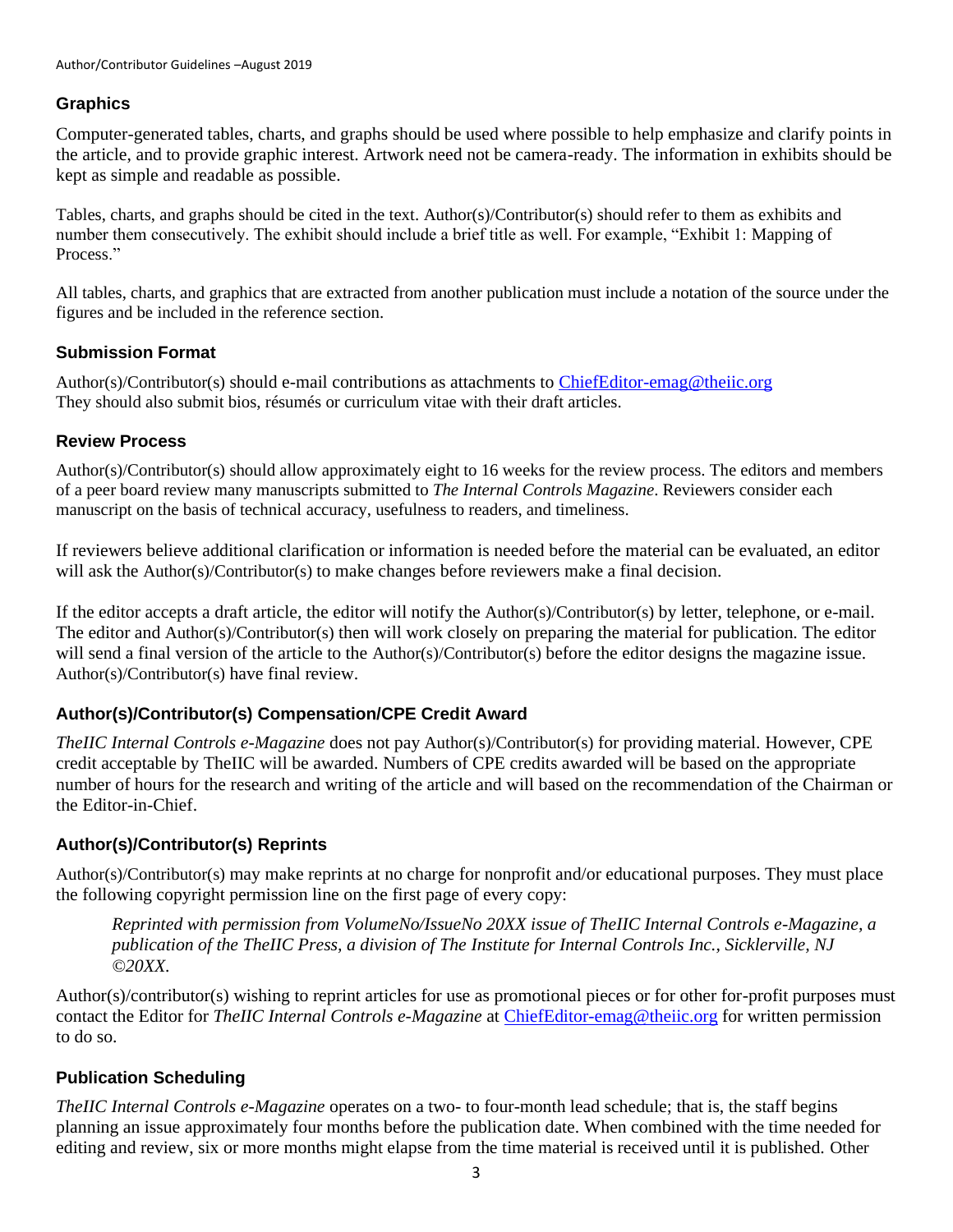## Graphics

Computer-generated tables, charts, and graphs should be used where possible to help emphasize and clarify points in the article, and to provide graphic interest. Artwork need not be camera-ready. The information in exhibits should be kept as simple and readable as possible.

Tables, charts, and graphs should be cited in the text. Author(s)/Contributor(s) should refer to them as exhibits and number them consecutively. The exhibit should include a brief title as well. For example, "Exhibit 1: Mapping of Process."

All tables, charts, and graphics that are extracted from another publication must include a notation of the source under the figures and be included in the reference section.

## Submission Format

Author(s)/Contributor(s) should e-mail contributions as attachments to [ChiefEditor-emag@theiic.org](mailto:ChiefEditor-emag@theiic.org)
They should also submit bios, résumés or curriculum vitae with their draft articles.

## Review Process

Author(s)/Contributor(s) should allow approximately eight to 16 weeks for the review process. The editors and members of a peer board review many manuscripts submitted to *The Internal Controls Magazine*. Reviewers consider each manuscript on the basis of technical accuracy, usefulness to readers, and timeliness.

If reviewers believe additional clarification or information is needed before the material can be evaluated, an editor will ask the Author(s)/Contributor(s) to make changes before reviewers make a final decision.

If the editor accepts a draft article, the editor will notify the Author(s)/Contributor(s) by letter, telephone, or e-mail. The editor and Author(s)/Contributor(s) then will work closely on preparing the material for publication. The editor will send a final version of the article to the Author(s)/Contributor(s) before the editor designs the magazine issue. Author(s)/Contributor(s) have final review.

## Author(s)/Contributor(s) Compensation/CPE Credit Award

*TheIIC Internal Controls e-Magazine* does not pay Author(s)/Contributor(s) for providing material. However, CPE credit acceptable by TheIIC will be awarded. Numbers of CPE credits awarded will be based on the appropriate number of hours for the research and writing of the article and will based on the recommendation of the Chairman or the Editor-in-Chief.

## Author(s)/Contributor(s) Reprints

Author(s)/Contributor(s) may make reprints at no charge for nonprofit and/or educational purposes. They must place the following copyright permission line on the first page of every copy:

> *Reprinted with permission from VolumeNo/IssueNo 20XX issue of TheIIC Internal Controls e-Magazine, a publication of the TheIIC Press, a division of The Institute for Internal Controls Inc., Sicklerville, NJ ©20XX.*

Author(s)/contributor(s) wishing to reprint articles for use as promotional pieces or for other for-profit purposes must contact the Editor for *TheIIC Internal Controls e-Magazine* at [ChiefEditor-emag@theiic.org](mailto:ChiefEditor-emag@theiic.org) for written permission to do so.

## Publication Scheduling

*TheIIC Internal Controls e-Magazine* operates on a two- to four-month lead schedule; that is, the staff begins planning an issue approximately four months before the publication date. When combined with the time needed for editing and review, six or more months might elapse from the time material is received until it is published. Other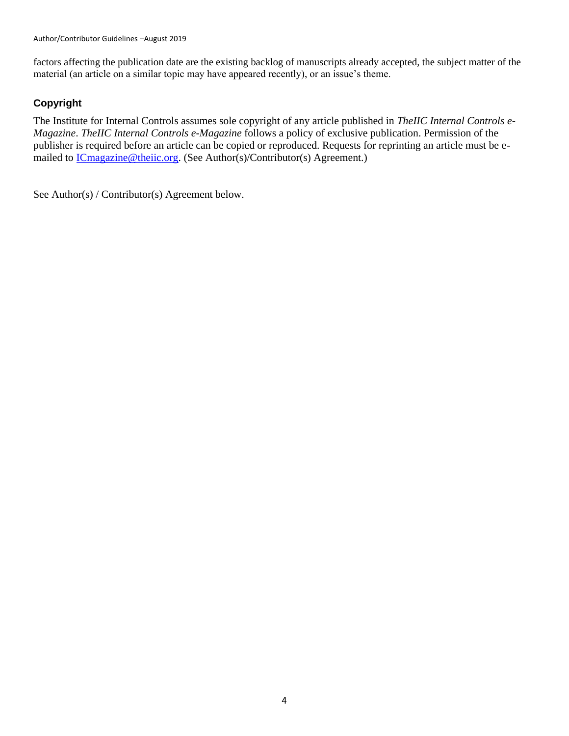factors affecting the publication date are the existing backlog of manuscripts already accepted, the subject matter of the material (an article on a similar topic may have appeared recently), or an issue's theme.

### Copyright

The Institute for Internal Controls assumes sole copyright of any article published in *TheIIC Internal Controls e-Magazine*. *TheIIC Internal Controls e-Magazine* follows a policy of exclusive publication. Permission of the publisher is required before an article can be copied or reproduced. Requests for reprinting an article must be e-mailed to [ICmagazine@theiic.org](mailto:ICmagazine@theiic.org). (See Author(s)/Contributor(s) Agreement.)

See Author(s) / Contributor(s) Agreement below.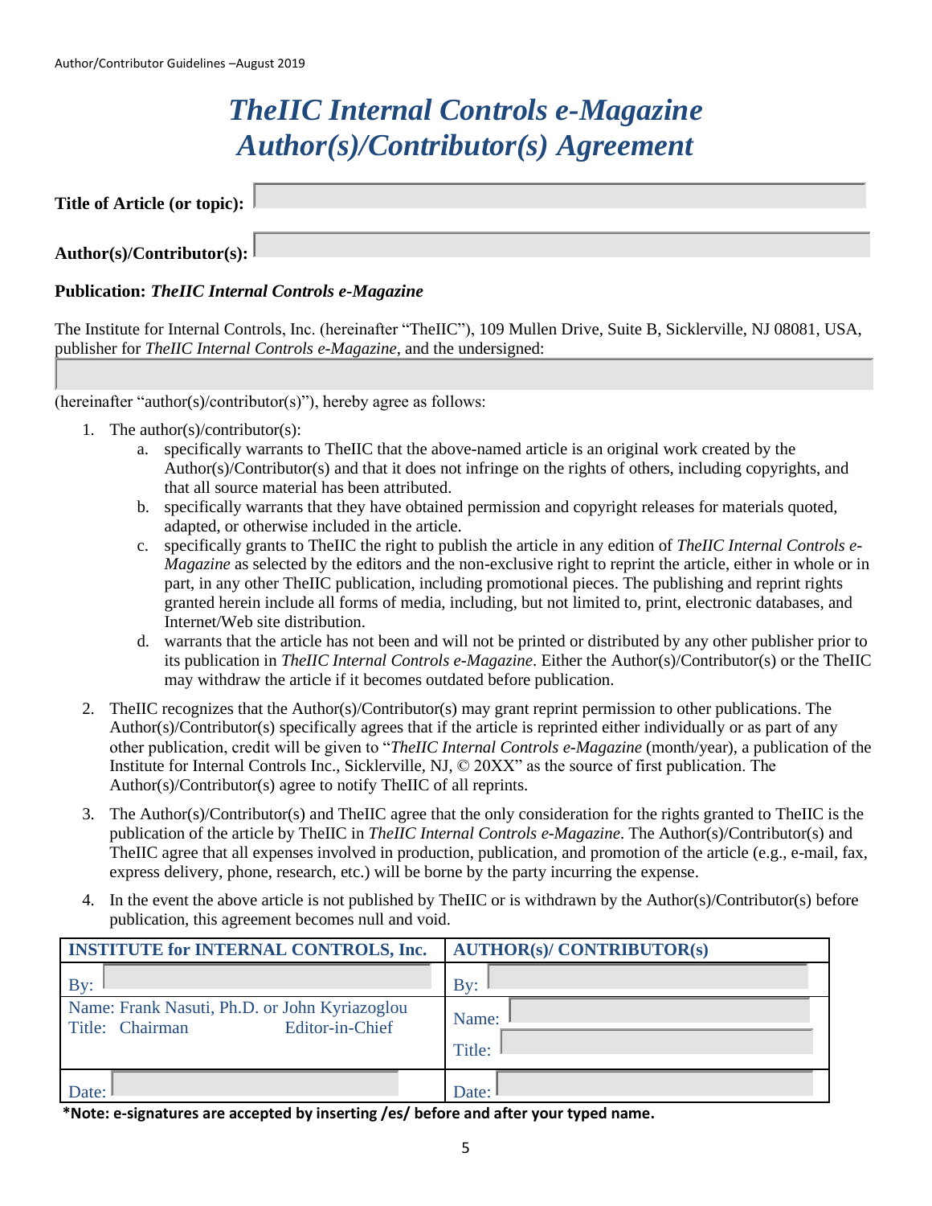# *TheIIC Internal Controls e-Magazine Author(s)/Contributor(s) Agreement*

**Title of Article (or topic):**

**Author(s)/Contributor(s):**

**Publication:** ***TheIIC Internal Controls e-Magazine***

The Institute for Internal Controls, Inc. (hereinafter "TheIIC"), 109 Mullen Drive, Suite B, Sicklerville, NJ 08081, USA, publisher for *TheIIC Internal Controls e-Magazine*, and the undersigned:

(hereinafter "author(s)/contributor(s)"), hereby agree as follows:

1. The author(s)/contributor(s):
   a. specifically warrants to TheIIC that the above-named article is an original work created by the Author(s)/Contributor(s) and that it does not infringe on the rights of others, including copyrights, and that all source material has been attributed.
   b. specifically warrants that they have obtained permission and copyright releases for materials quoted, adapted, or otherwise included in the article.
   c. specifically grants to TheIIC the right to publish the article in any edition of *TheIIC Internal Controls e-Magazine* as selected by the editors and the non-exclusive right to reprint the article, either in whole or in part, in any other TheIIC publication, including promotional pieces. The publishing and reprint rights granted herein include all forms of media, including, but not limited to, print, electronic databases, and Internet/Web site distribution.
   d. warrants that the article has not been and will not be printed or distributed by any other publisher prior to its publication in *TheIIC Internal Controls e-Magazine*. Either the Author(s)/Contributor(s) or the TheIIC may withdraw the article if it becomes outdated before publication.

2. TheIIC recognizes that the Author(s)/Contributor(s) may grant reprint permission to other publications. The Author(s)/Contributor(s) specifically agrees that if the article is reprinted either individually or as part of any other publication, credit will be given to "*TheIIC Internal Controls e-Magazine* (month/year), a publication of the Institute for Internal Controls Inc., Sicklerville, NJ, © 20XX" as the source of first publication. The Author(s)/Contributor(s) agree to notify TheIIC of all reprints.

3. The Author(s)/Contributor(s) and TheIIC agree that the only consideration for the rights granted to TheIIC is the publication of the article by TheIIC in *TheIIC Internal Controls e-Magazine*. The Author(s)/Contributor(s) and TheIIC agree that all expenses involved in production, publication, and promotion of the article (e.g., e-mail, fax, express delivery, phone, research, etc.) will be borne by the party incurring the expense.

4. In the event the above article is not published by TheIIC or is withdrawn by the Author(s)/Contributor(s) before publication, this agreement becomes null and void.

| INSTITUTE for INTERNAL CONTROLS, Inc. | AUTHOR(s)/ CONTRIBUTOR(s) |
|---|---|
| By: | By: |
| Name: Frank Nasuti, Ph.D. or John Kyriazoglou<br>Title: Chairman Editor-in-Chief | Name:<br>Title: |
| Date: | Date: |

**\*Note: e-signatures are accepted by inserting /es/ before and after your typed name.**